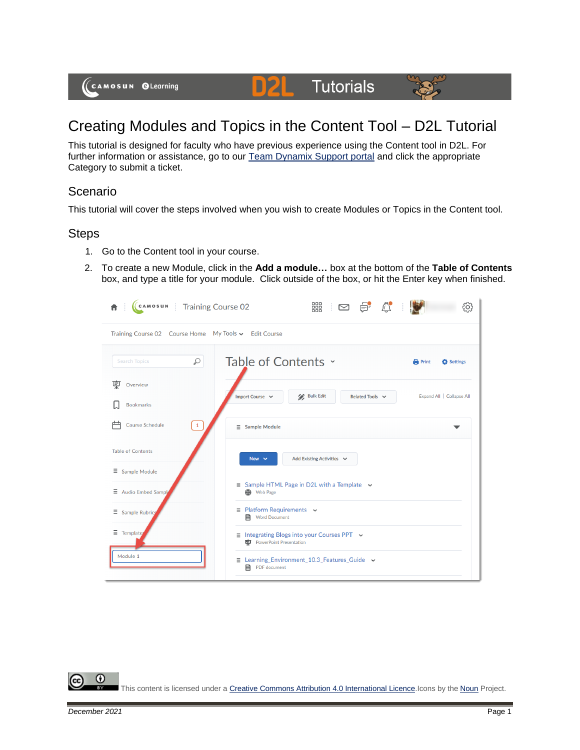# Creating Modules and Topics in the Content Tool – D2L Tutorial

This tutorial is designed for faculty who have previous experience using the Content tool in D2L. For further information or assistance, go to our Team Dynamix Support portal and click the appropriate Category to submit a ticket.

## Scenario

This tutorial will cover the steps involved when you wish to create Modules or Topics in the Content tool.

## Steps

1. Go to the Content tool in your course.
2. To create a new Module, click in the **Add a module…** box at the bottom of the **Table of Contents** box, and type a title for your module. Click outside of the box, or hit the Enter key when finished.

This content is licensed under a Creative Commons Attribution 4.0 International Licence.Icons by the Noun Project.

*December 2021*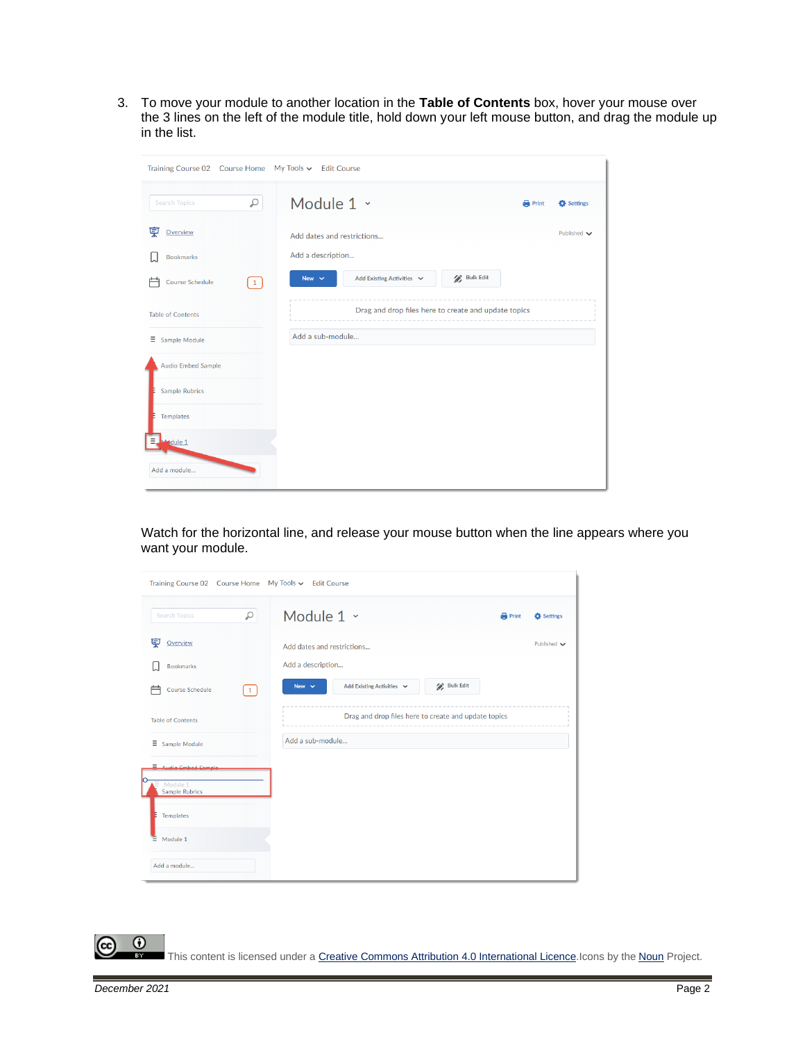3. To move your module to another location in the **Table of Contents** box, hover your mouse over the 3 lines on the left of the module title, hold down your left mouse button, and drag the module up in the list.

   Watch for the horizontal line, and release your mouse button when the line appears where you want your module.

This content is licensed under a Creative Commons Attribution 4.0 International Licence. Icons by the Noun Project.

December 2021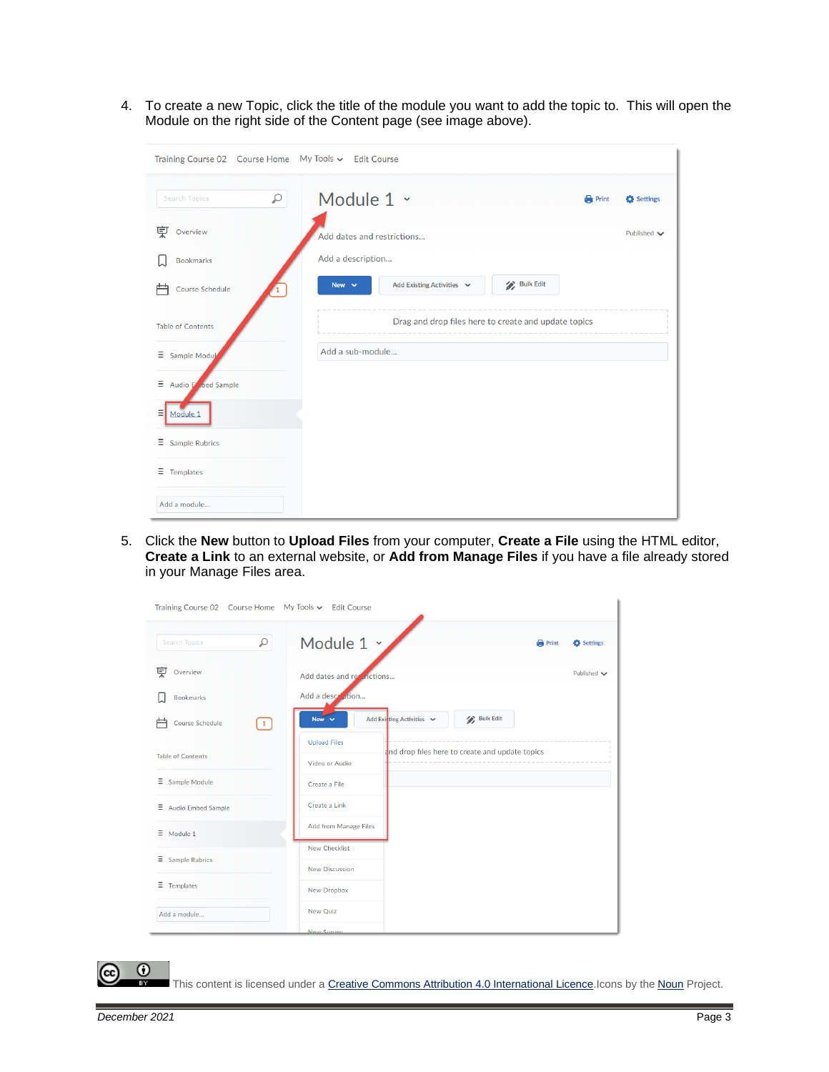4. To create a new Topic, click the title of the module you want to add the topic to. This will open the Module on the right side of the Content page (see image above).

5. Click the **New** button to **Upload Files** from your computer, **Create a File** using the HTML editor, **Create a Link** to an external website, or **Add from Manage Files** if you have a file already stored in your Manage Files area.

This content is licensed under a Creative Commons Attribution 4.0 International Licence. Icons by the Noun Project.

December 2021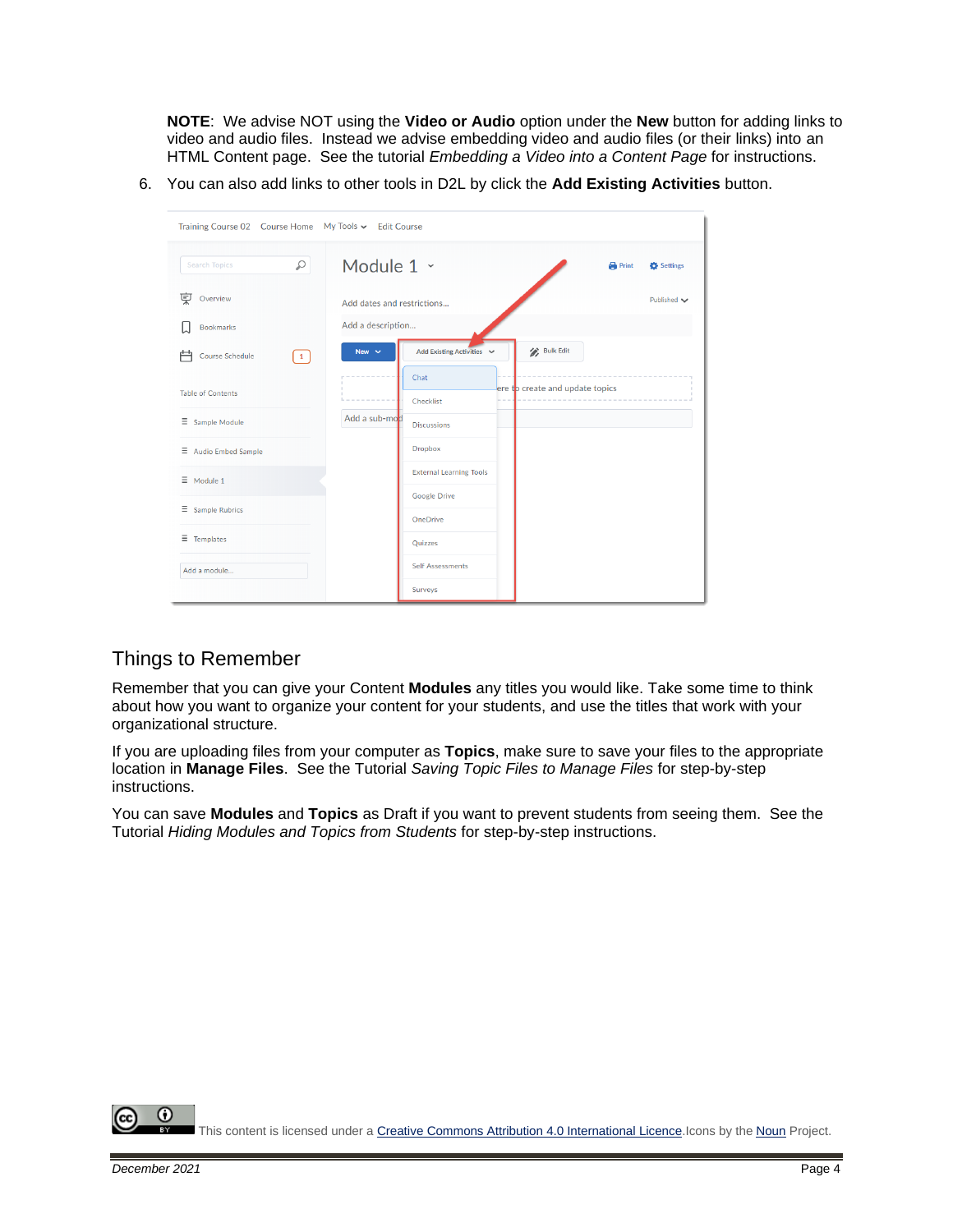**NOTE**: We advise NOT using the **Video or Audio** option under the **New** button for adding links to video and audio files. Instead we advise embedding video and audio files (or their links) into an HTML Content page. See the tutorial *Embedding a Video into a Content Page* for instructions.

6. You can also add links to other tools in D2L by click the **Add Existing Activities** button.

## Things to Remember

Remember that you can give your Content **Modules** any titles you would like. Take some time to think about how you want to organize your content for your students, and use the titles that work with your organizational structure.

If you are uploading files from your computer as **Topics**, make sure to save your files to the appropriate location in **Manage Files**. See the Tutorial *Saving Topic Files to Manage Files* for step-by-step instructions.

You can save **Modules** and **Topics** as Draft if you want to prevent students from seeing them. See the Tutorial *Hiding Modules and Topics from Students* for step-by-step instructions.

This content is licensed under a Creative Commons Attribution 4.0 International Licence. Icons by the Noun Project.